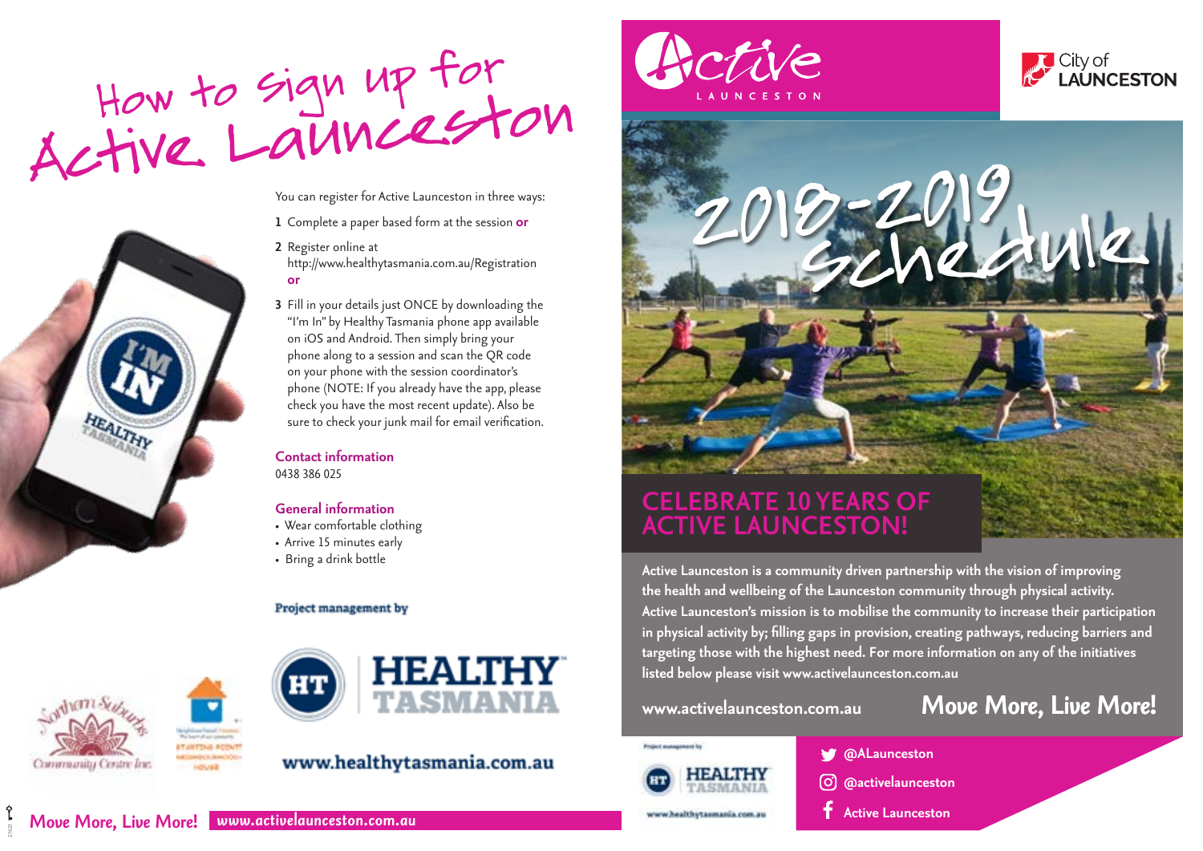# How to sign up for Active Launceston

You can register for Active Launceston in three ways:

1. Complete a paper based form at the session **or**
2. Register online at http://www.healthytasmania.com.au/Registration **or**
3. Fill in your details just ONCE by downloading the "I'm In" by Healthy Tasmania phone app available on iOS and Android. Then simply bring your phone along to a session and scan the QR code on your phone with the session coordinator's phone (NOTE: If you already have the app, please check you have the most recent update). Also be sure to check your junk mail for email verification.

## Contact information

0438 386 025

## General information

- Wear comfortable clothing
- Arrive 15 minutes early
- Bring a drink bottle

Project management by

HEALTHY TASMANIA

www.healthytasmania.com.au

Move More, Live More! www.activelaunceston.com.au

# Active LAUNCESTON

City of LAUNCESTON

# 2018-2019 Schedule

## CELEBRATE 10 YEARS OF ACTIVE LAUNCESTON!

**Active Launceston is a community driven partnership with the vision of improving the health and wellbeing of the Launceston community through physical activity. Active Launceston's mission is to mobilise the community to increase their participation in physical activity by; filling gaps in provision, creating pathways, reducing barriers and targeting those with the highest need. For more information on any of the initiatives listed below please visit www.activelaunceston.com.au**

www.activelaunceston.com.au

Move More, Live More!

Project management by HEALTHY TASMANIA www.healthytasmania.com.au

@ALaunceston

@activelaunceston

Active Launceston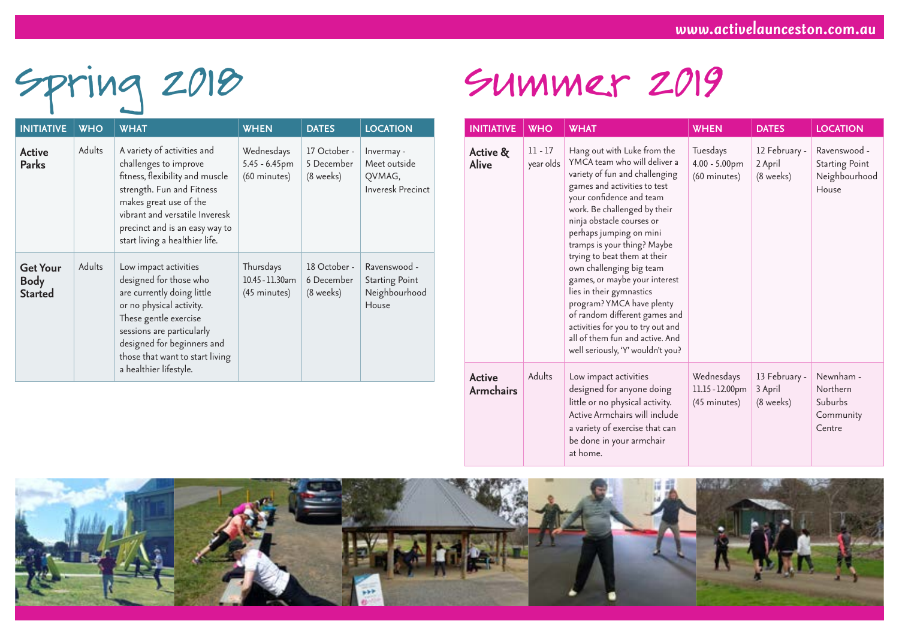# Spring 2018

| INITIATIVE | WHO | WHAT | WHEN | DATES | LOCATION |
|---|---|---|---|---|---|
| **Active Parks** | Adults | A variety of activities and challenges to improve fitness, flexibility and muscle strength. Fun and Fitness makes great use of the vibrant and versatile Inveresk precinct and is an easy way to start living a healthier life. | Wednesdays 5.45 - 6.45pm (60 minutes) | 17 October - 5 December (8 weeks) | Invermay - Meet outside QVMAG, Inveresk Precinct |
| **Get Your Body Started** | Adults | Low impact activities designed for those who are currently doing little or no physical activity. These gentle exercise sessions are particularly designed for beginners and those that want to start living a healthier lifestyle. | Thursdays 10.45 - 11.30am (45 minutes) | 18 October - 6 December (8 weeks) | Ravenswood - Starting Point Neighbourhood House |

# Summer 2019

| INITIATIVE | WHO | WHAT | WHEN | DATES | LOCATION |
|---|---|---|---|---|---|
| **Active & Alive** | 11 - 17 year olds | Hang out with Luke from the YMCA team who will deliver a variety of fun and challenging games and activities to test your confidence and team work. Be challenged by their ninja obstacle courses or perhaps jumping on mini tramps is your thing? Maybe trying to beat them at their own challenging big team games, or maybe your interest lies in their gymnastics program? YMCA have plenty of random different games and activities for you to try out and all of them fun and active. And well seriously, 'Y' wouldn't you? | Tuesdays 4.00 - 5.00pm (60 minutes) | 12 February - 2 April (8 weeks) | Ravenswood - Starting Point Neighbourhood House |
| **Active Armchairs** | Adults | Low impact activities designed for anyone doing little or no physical activity. Active Armchairs will include a variety of exercise that can be done in your armchair at home. | Wednesdays 11.15 - 12.00pm (45 minutes) | 13 February - 3 April (8 weeks) | Newnham - Northern Suburbs Community Centre |